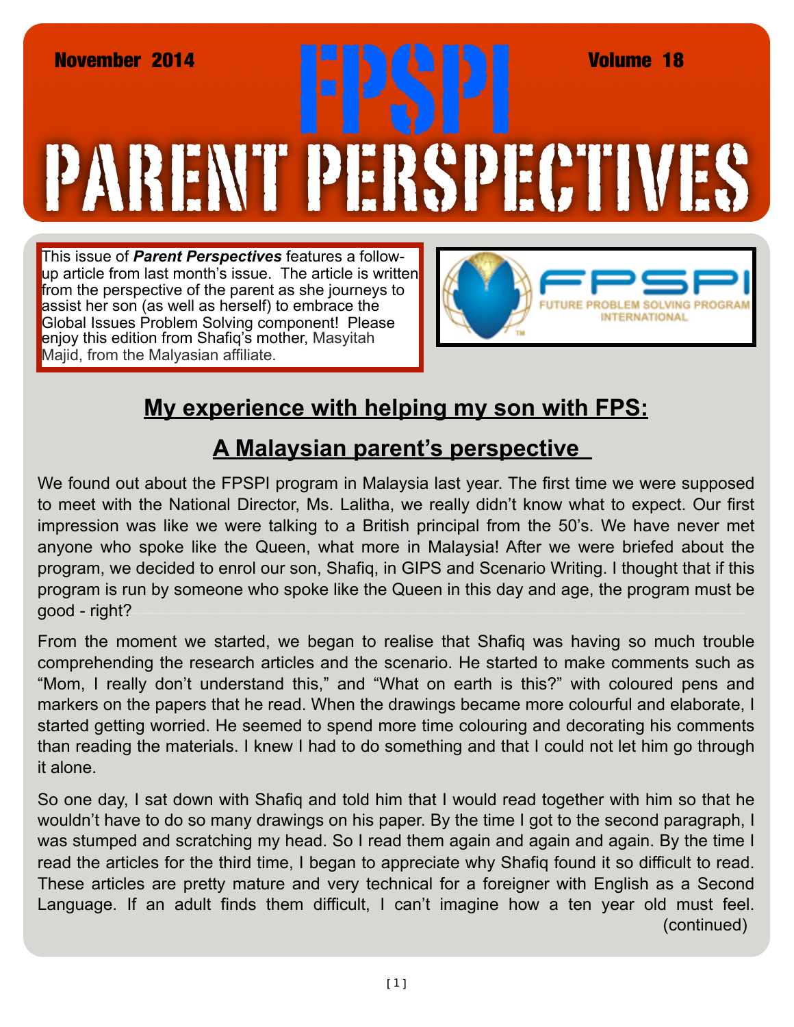November 2014 | Volume 18

# FPSPI PARENT PERSPECTIVES

This issue of ***Parent Perspectives*** features a follow-up article from last month's issue. The article is written from the perspective of the parent as she journeys to assist her son (as well as herself) to embrace the Global Issues Problem Solving component! Please enjoy this edition from Shafiq's mother, Masyitah Majid, from the Malyasian affiliate.

FPSPI FUTURE PROBLEM SOLVING PROGRAM INTERNATIONAL

## My experience with helping my son with FPS:

## A Malaysian parent's perspective

We found out about the FPSPI program in Malaysia last year. The first time we were supposed to meet with the National Director, Ms. Lalitha, we really didn't know what to expect. Our first impression was like we were talking to a British principal from the 50's. We have never met anyone who spoke like the Queen, what more in Malaysia! After we were briefed about the program, we decided to enrol our son, Shafiq, in GIPS and Scenario Writing. I thought that if this program is run by someone who spoke like the Queen in this day and age, the program must be good - right?

From the moment we started, we began to realise that Shafiq was having so much trouble comprehending the research articles and the scenario. He started to make comments such as "Mom, I really don't understand this," and "What on earth is this?" with coloured pens and markers on the papers that he read. When the drawings became more colourful and elaborate, I started getting worried. He seemed to spend more time colouring and decorating his comments than reading the materials. I knew I had to do something and that I could not let him go through it alone.

So one day, I sat down with Shafiq and told him that I would read together with him so that he wouldn't have to do so many drawings on his paper. By the time I got to the second paragraph, I was stumped and scratching my head. So I read them again and again and again. By the time I read the articles for the third time, I began to appreciate why Shafiq found it so difficult to read. These articles are pretty mature and very technical for a foreigner with English as a Second Language. If an adult finds them difficult, I can't imagine how a ten year old must feel. (continued)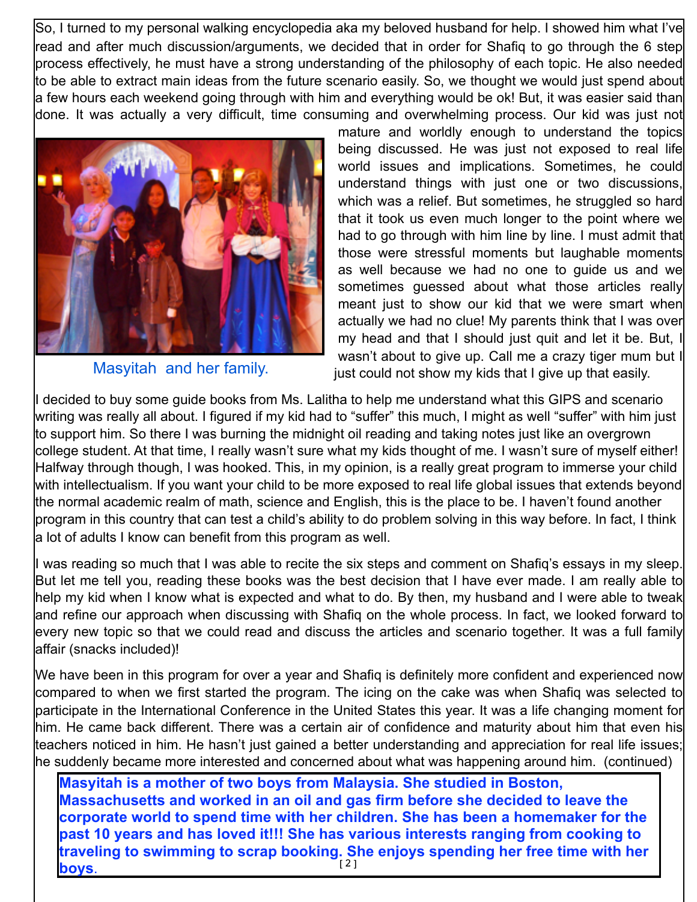So, I turned to my personal walking encyclopedia aka my beloved husband for help. I showed him what I've read and after much discussion/arguments, we decided that in order for Shafiq to go through the 6 step process effectively, he must have a strong understanding of the philosophy of each topic. He also needed to be able to extract main ideas from the future scenario easily. So, we thought we would just spend about a few hours each weekend going through with him and everything would be ok! But, it was easier said than done. It was actually a very difficult, time consuming and overwhelming process. Our kid was just not mature and worldly enough to understand the topics being discussed. He was just not exposed to real life world issues and implications. Sometimes, he could understand things with just one or two discussions, which was a relief. But sometimes, he struggled so hard that it took us even much longer to the point where we had to go through with him line by line. I must admit that those were stressful moments but laughable moments as well because we had no one to guide us and we sometimes guessed about what those articles really meant just to show our kid that we were smart when actually we had no clue! My parents think that I was over my head and that I should just quit and let it be. But, I wasn't about to give up. Call me a crazy tiger mum but I just could not show my kids that I give up that easily.

Masyitah and her family.

I decided to buy some guide books from Ms. Lalitha to help me understand what this GIPS and scenario writing was really all about. I figured if my kid had to "suffer" this much, I might as well "suffer" with him just to support him. So there I was burning the midnight oil reading and taking notes just like an overgrown college student. At that time, I really wasn't sure what my kids thought of me. I wasn't sure of myself either! Halfway through though, I was hooked. This, in my opinion, is a really great program to immerse your child with intellectualism. If you want your child to be more exposed to real life global issues that extends beyond the normal academic realm of math, science and English, this is the place to be. I haven't found another program in this country that can test a child's ability to do problem solving in this way before. In fact, I think a lot of adults I know can benefit from this program as well.

I was reading so much that I was able to recite the six steps and comment on Shafiq's essays in my sleep. But let me tell you, reading these books was the best decision that I have ever made. I am really able to help my kid when I know what is expected and what to do. By then, my husband and I were able to tweak and refine our approach when discussing with Shafiq on the whole process. In fact, we looked forward to every new topic so that we could read and discuss the articles and scenario together. It was a full family affair (snacks included)!

We have been in this program for over a year and Shafiq is definitely more confident and experienced now compared to when we first started the program. The icing on the cake was when Shafiq was selected to participate in the International Conference in the United States this year. It was a life changing moment for him. He came back different. There was a certain air of confidence and maturity about him that even his teachers noticed in him. He hasn't just gained a better understanding and appreciation for real life issues; he suddenly became more interested and concerned about what was happening around him. (continued)

**Masyitah is a mother of two boys from Malaysia. She studied in Boston, Massachusetts and worked in an oil and gas firm before she decided to leave the corporate world to spend time with her children. She has been a homemaker for the past 10 years and has loved it!!! She has various interests ranging from cooking to traveling to swimming to scrap booking. She enjoys spending her free time with her boys.**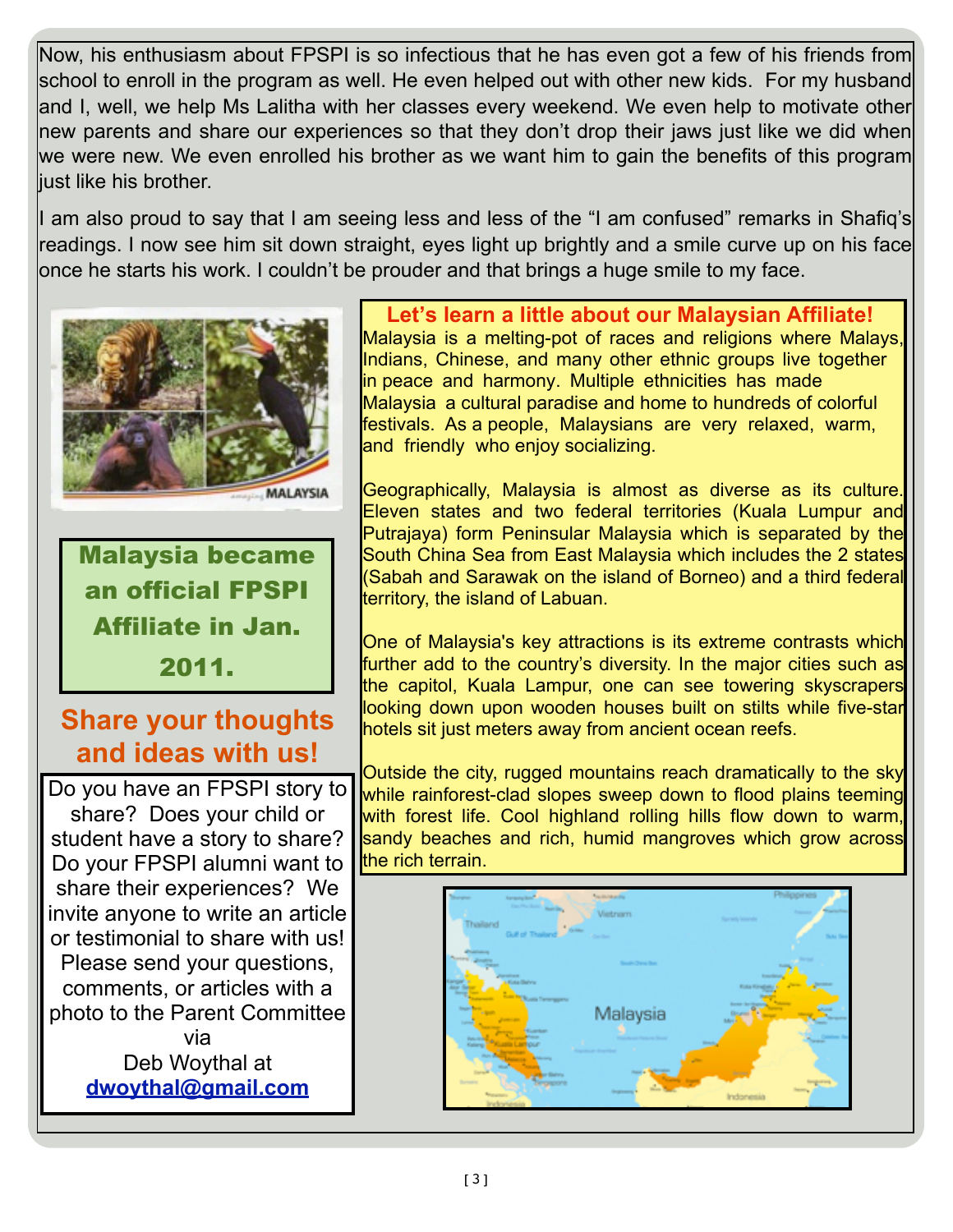Now, his enthusiasm about FPSPI is so infectious that he has even got a few of his friends from school to enroll in the program as well. He even helped out with other new kids. For my husband and I, well, we help Ms Lalitha with her classes every weekend. We even help to motivate other new parents and share our experiences so that they don't drop their jaws just like we did when we were new. We even enrolled his brother as we want him to gain the benefits of this program just like his brother.

I am also proud to say that I am seeing less and less of the "I am confused" remarks in Shafiq's readings. I now see him sit down straight, eyes light up brightly and a smile curve up on his face once he starts his work. I couldn't be prouder and that brings a huge smile to my face.

## Let's learn a little about our Malaysian Affiliate!

Malaysia is a melting-pot of races and religions where Malays, Indians, Chinese, and many other ethnic groups live together in peace and harmony. Multiple ethnicities has made Malaysia a cultural paradise and home to hundreds of colorful festivals. As a people, Malaysians are very relaxed, warm, and friendly who enjoy socializing.

Geographically, Malaysia is almost as diverse as its culture. Eleven states and two federal territories (Kuala Lumpur and Putrajaya) form Peninsular Malaysia which is separated by the South China Sea from East Malaysia which includes the 2 states (Sabah and Sarawak on the island of Borneo) and a third federal territory, the island of Labuan.

One of Malaysia's key attractions is its extreme contrasts which further add to the country's diversity. In the major cities such as the capitol, Kuala Lampur, one can see towering skyscrapers looking down upon wooden houses built on stilts while five-star hotels sit just meters away from ancient ocean reefs.

Outside the city, rugged mountains reach dramatically to the sky while rainforest-clad slopes sweep down to flood plains teeming with forest life. Cool highland rolling hills flow down to warm, sandy beaches and rich, humid mangroves which grow across the rich terrain.

**Malaysia became an official FPSPI Affiliate in Jan. 2011.**

## Share your thoughts and ideas with us!

Do you have an FPSPI story to share? Does your child or student have a story to share? Do your FPSPI alumni want to share their experiences? We invite anyone to write an article or testimonial to share with us! Please send your questions, comments, or articles with a photo to the Parent Committee via
Deb Woythal at
**dwoythal@gmail.com**